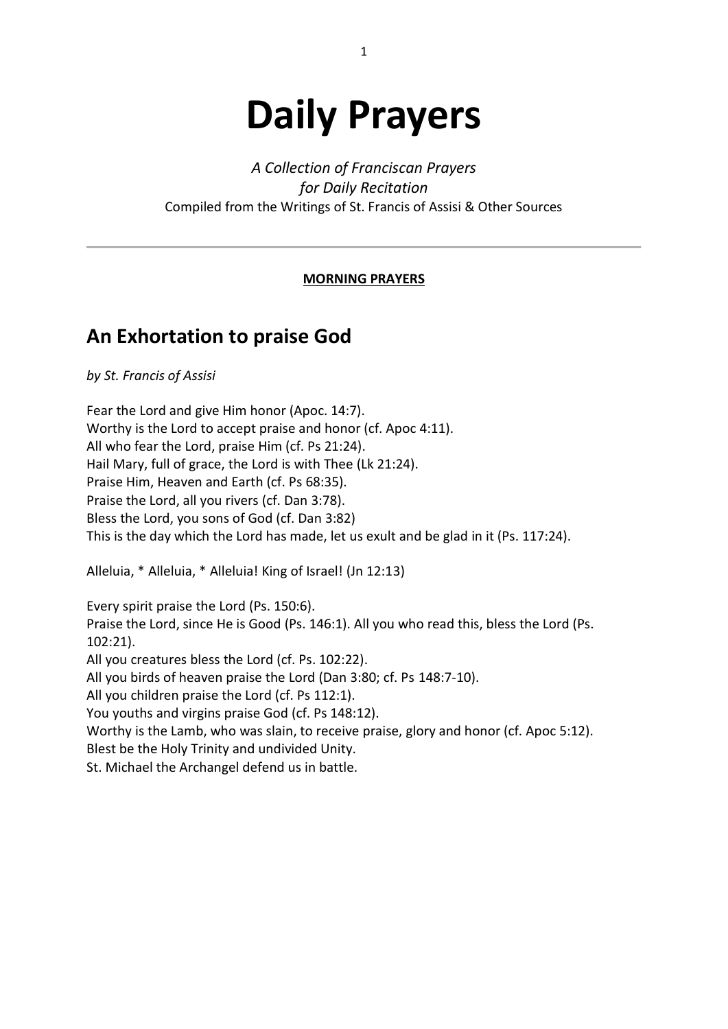# Daily Prayers

*A Collection of Franciscan Prayers*
*for Daily Recitation*
Compiled from the Writings of St. Francis of Assisi & Other Sources

---

**MORNING PRAYERS**

## An Exhortation to praise God

*by St. Francis of Assisi*

Fear the Lord and give Him honor (Apoc. 14:7).
Worthy is the Lord to accept praise and honor (cf. Apoc 4:11).
All who fear the Lord, praise Him (cf. Ps 21:24).
Hail Mary, full of grace, the Lord is with Thee (Lk 21:24).
Praise Him, Heaven and Earth (cf. Ps 68:35).
Praise the Lord, all you rivers (cf. Dan 3:78).
Bless the Lord, you sons of God (cf. Dan 3:82)
This is the day which the Lord has made, let us exult and be glad in it (Ps. 117:24).

Alleluia, * Alleluia, * Alleluia! King of Israel! (Jn 12:13)

Every spirit praise the Lord (Ps. 150:6).
Praise the Lord, since He is Good (Ps. 146:1). All you who read this, bless the Lord (Ps. 102:21).
All you creatures bless the Lord (cf. Ps. 102:22).
All you birds of heaven praise the Lord (Dan 3:80; cf. Ps 148:7-10).
All you children praise the Lord (cf. Ps 112:1).
You youths and virgins praise God (cf. Ps 148:12).
Worthy is the Lamb, who was slain, to receive praise, glory and honor (cf. Apoc 5:12).
Blest be the Holy Trinity and undivided Unity.
St. Michael the Archangel defend us in battle.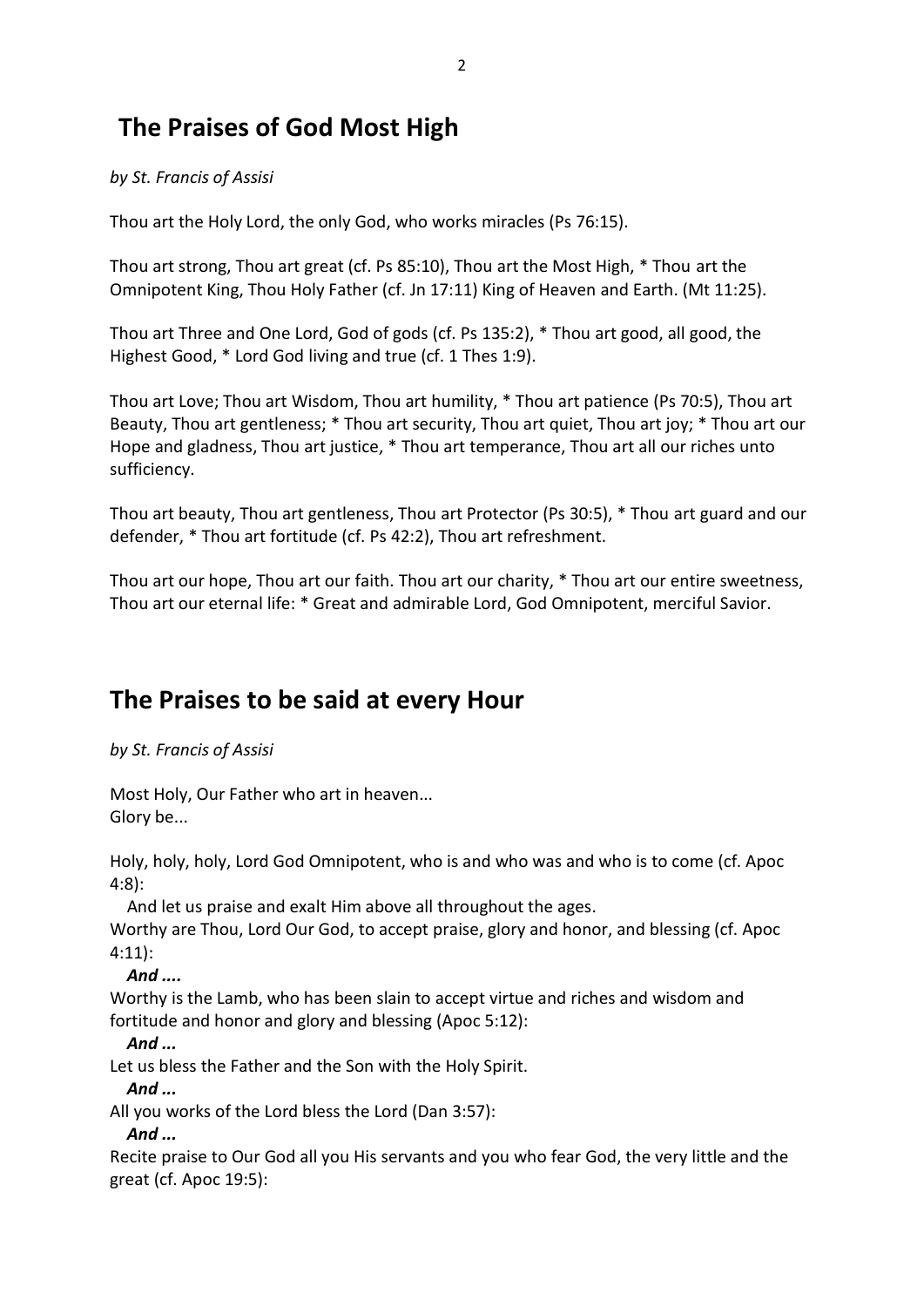## The Praises of God Most High

*by St. Francis of Assisi*

Thou art the Holy Lord, the only God, who works miracles (Ps 76:15).

Thou art strong, Thou art great (cf. Ps 85:10), Thou art the Most High, * Thou art the Omnipotent King, Thou Holy Father (cf. Jn 17:11) King of Heaven and Earth. (Mt 11:25).

Thou art Three and One Lord, God of gods (cf. Ps 135:2), * Thou art good, all good, the Highest Good, * Lord God living and true (cf. 1 Thes 1:9).

Thou art Love; Thou art Wisdom, Thou art humility, * Thou art patience (Ps 70:5), Thou art Beauty, Thou art gentleness; * Thou art security, Thou art quiet, Thou art joy; * Thou art our Hope and gladness, Thou art justice, * Thou art temperance, Thou art all our riches unto sufficiency.

Thou art beauty, Thou art gentleness, Thou art Protector (Ps 30:5), * Thou art guard and our defender, * Thou art fortitude (cf. Ps 42:2), Thou art refreshment.

Thou art our hope, Thou art our faith. Thou art our charity, * Thou art our entire sweetness, Thou art our eternal life: * Great and admirable Lord, God Omnipotent, merciful Savior.

## The Praises to be said at every Hour

*by St. Francis of Assisi*

Most Holy, Our Father who art in heaven...  
Glory be...

Holy, holy, holy, Lord God Omnipotent, who is and who was and who is to come (cf. Apoc 4:8):  
And let us praise and exalt Him above all throughout the ages.  
Worthy are Thou, Lord Our God, to accept praise, glory and honor, and blessing (cf. Apoc 4:11):  
***And ....***  
Worthy is the Lamb, who has been slain to accept virtue and riches and wisdom and fortitude and honor and glory and blessing (Apoc 5:12):  
***And ...***  
Let us bless the Father and the Son with the Holy Spirit.  
***And ...***  
All you works of the Lord bless the Lord (Dan 3:57):  
***And ...***  
Recite praise to Our God all you His servants and you who fear God, the very little and the great (cf. Apoc 19:5):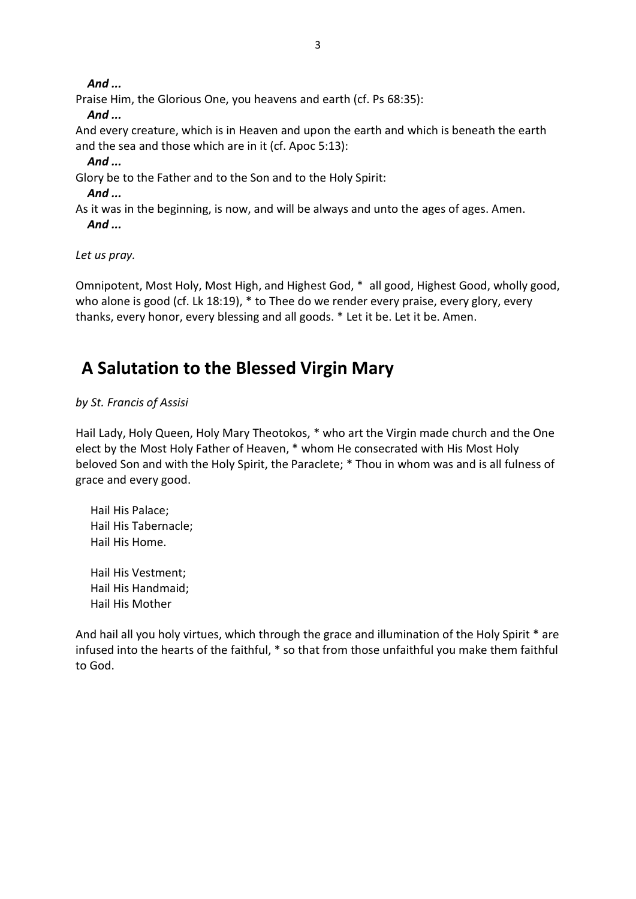***And ...***

Praise Him, the Glorious One, you heavens and earth (cf. Ps 68:35):

***And ...***

And every creature, which is in Heaven and upon the earth and which is beneath the earth and the sea and those which are in it (cf. Apoc 5:13):

***And ...***

Glory be to the Father and to the Son and to the Holy Spirit:

***And ...***

As it was in the beginning, is now, and will be always and unto the ages of ages. Amen.

***And ...***

*Let us pray.*

Omnipotent, Most Holy, Most High, and Highest God, * all good, Highest Good, wholly good, who alone is good (cf. Lk 18:19), * to Thee do we render every praise, every glory, every thanks, every honor, every blessing and all goods. * Let it be. Let it be. Amen.

## A Salutation to the Blessed Virgin Mary

*by St. Francis of Assisi*

Hail Lady, Holy Queen, Holy Mary Theotokos, * who art the Virgin made church and the One elect by the Most Holy Father of Heaven, * whom He consecrated with His Most Holy beloved Son and with the Holy Spirit, the Paraclete; * Thou in whom was and is all fulness of grace and every good.

Hail His Palace;
Hail His Tabernacle;
Hail His Home.

Hail His Vestment;
Hail His Handmaid;
Hail His Mother

And hail all you holy virtues, which through the grace and illumination of the Holy Spirit * are infused into the hearts of the faithful, * so that from those unfaithful you make them faithful to God.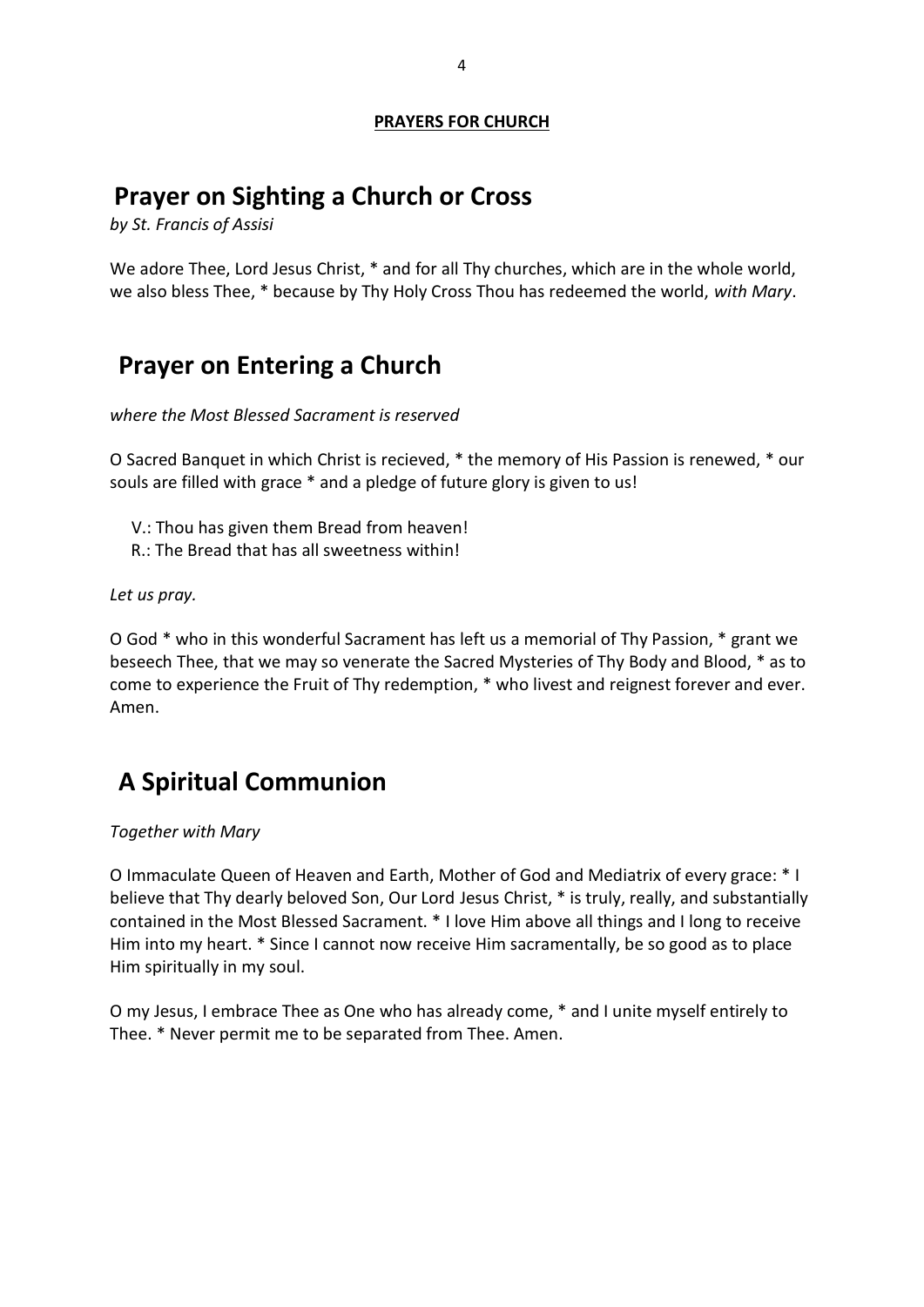**PRAYERS FOR CHURCH**

# Prayer on Sighting a Church or Cross

*by St. Francis of Assisi*

We adore Thee, Lord Jesus Christ, * and for all Thy churches, which are in the whole world, we also bless Thee, * because by Thy Holy Cross Thou has redeemed the world, *with Mary*.

# Prayer on Entering a Church

*where the Most Blessed Sacrament is reserved*

O Sacred Banquet in which Christ is recieved, * the memory of His Passion is renewed, * our souls are filled with grace * and a pledge of future glory is given to us!

V.: Thou has given them Bread from heaven!
R.: The Bread that has all sweetness within!

*Let us pray.*

O God * who in this wonderful Sacrament has left us a memorial of Thy Passion, * grant we beseech Thee, that we may so venerate the Sacred Mysteries of Thy Body and Blood, * as to come to experience the Fruit of Thy redemption, * who livest and reignest forever and ever. Amen.

# A Spiritual Communion

*Together with Mary*

O Immaculate Queen of Heaven and Earth, Mother of God and Mediatrix of every grace: * I believe that Thy dearly beloved Son, Our Lord Jesus Christ, * is truly, really, and substantially contained in the Most Blessed Sacrament. * I love Him above all things and I long to receive Him into my heart. * Since I cannot now receive Him sacramentally, be so good as to place Him spiritually in my soul.

O my Jesus, I embrace Thee as One who has already come, * and I unite myself entirely to Thee. * Never permit me to be separated from Thee. Amen.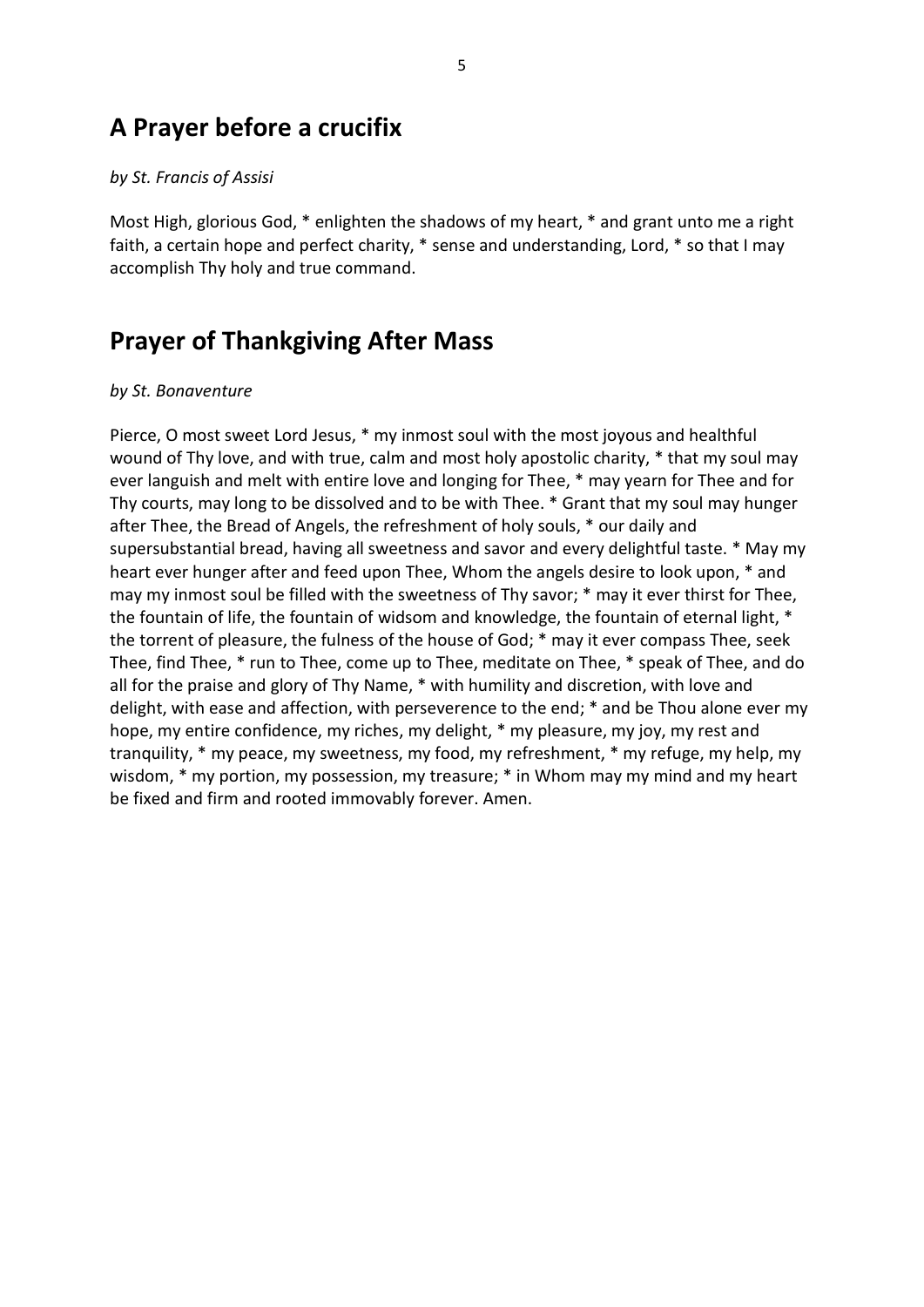## A Prayer before a crucifix

*by St. Francis of Assisi*

Most High, glorious God, * enlighten the shadows of my heart, * and grant unto me a right faith, a certain hope and perfect charity, * sense and understanding, Lord, * so that I may accomplish Thy holy and true command.

## Prayer of Thankgiving After Mass

*by St. Bonaventure*

Pierce, O most sweet Lord Jesus, * my inmost soul with the most joyous and healthful wound of Thy love, and with true, calm and most holy apostolic charity, * that my soul may ever languish and melt with entire love and longing for Thee, * may yearn for Thee and for Thy courts, may long to be dissolved and to be with Thee. * Grant that my soul may hunger after Thee, the Bread of Angels, the refreshment of holy souls, * our daily and supersubstantial bread, having all sweetness and savor and every delightful taste. * May my heart ever hunger after and feed upon Thee, Whom the angels desire to look upon, * and may my inmost soul be filled with the sweetness of Thy savor; * may it ever thirst for Thee, the fountain of life, the fountain of widsom and knowledge, the fountain of eternal light, * the torrent of pleasure, the fulness of the house of God; * may it ever compass Thee, seek Thee, find Thee, * run to Thee, come up to Thee, meditate on Thee, * speak of Thee, and do all for the praise and glory of Thy Name, * with humility and discretion, with love and delight, with ease and affection, with perseverence to the end; * and be Thou alone ever my hope, my entire confidence, my riches, my delight, * my pleasure, my joy, my rest and tranquility, * my peace, my sweetness, my food, my refreshment, * my refuge, my help, my wisdom, * my portion, my possession, my treasure; * in Whom may my mind and my heart be fixed and firm and rooted immovably forever. Amen.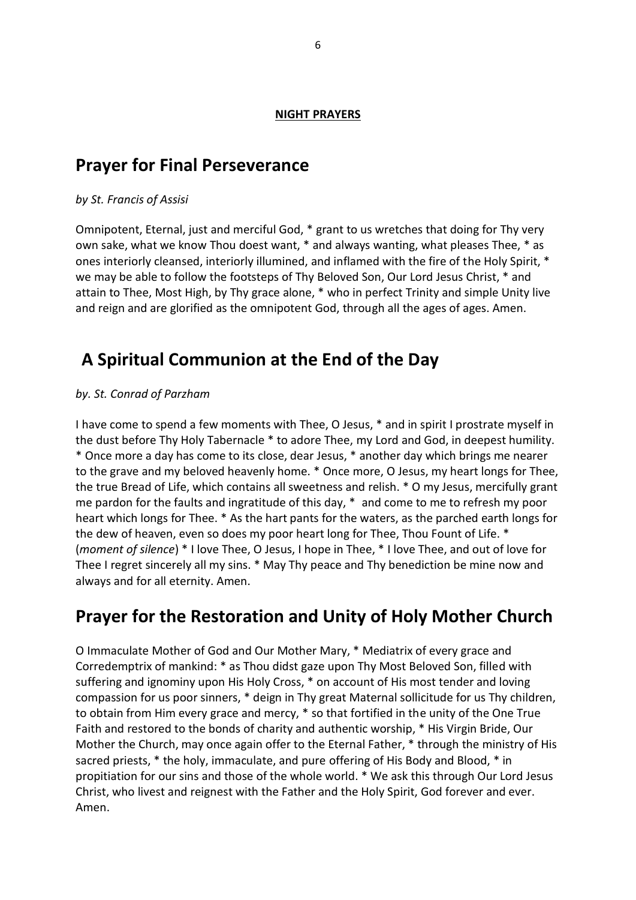**NIGHT PRAYERS**

## Prayer for Final Perseverance

*by St. Francis of Assisi*

Omnipotent, Eternal, just and merciful God, * grant to us wretches that doing for Thy very own sake, what we know Thou doest want, * and always wanting, what pleases Thee, * as ones interiorly cleansed, interiorly illumined, and inflamed with the fire of the Holy Spirit, * we may be able to follow the footsteps of Thy Beloved Son, Our Lord Jesus Christ, * and attain to Thee, Most High, by Thy grace alone, * who in perfect Trinity and simple Unity live and reign and are glorified as the omnipotent God, through all the ages of ages. Amen.

## A Spiritual Communion at the End of the Day

*by. St. Conrad of Parzham*

I have come to spend a few moments with Thee, O Jesus, * and in spirit I prostrate myself in the dust before Thy Holy Tabernacle * to adore Thee, my Lord and God, in deepest humility. * Once more a day has come to its close, dear Jesus, * another day which brings me nearer to the grave and my beloved heavenly home. * Once more, O Jesus, my heart longs for Thee, the true Bread of Life, which contains all sweetness and relish. * O my Jesus, mercifully grant me pardon for the faults and ingratitude of this day, * and come to me to refresh my poor heart which longs for Thee. * As the hart pants for the waters, as the parched earth longs for the dew of heaven, even so does my poor heart long for Thee, Thou Fount of Life. * (*moment of silence*) * I love Thee, O Jesus, I hope in Thee, * I love Thee, and out of love for Thee I regret sincerely all my sins. * May Thy peace and Thy benediction be mine now and always and for all eternity. Amen.

## Prayer for the Restoration and Unity of Holy Mother Church

O Immaculate Mother of God and Our Mother Mary, * Mediatrix of every grace and Corredemptrix of mankind: * as Thou didst gaze upon Thy Most Beloved Son, filled with suffering and ignominy upon His Holy Cross, * on account of His most tender and loving compassion for us poor sinners, * deign in Thy great Maternal sollicitude for us Thy children, to obtain from Him every grace and mercy, * so that fortified in the unity of the One True Faith and restored to the bonds of charity and authentic worship, * His Virgin Bride, Our Mother the Church, may once again offer to the Eternal Father, * through the ministry of His sacred priests, * the holy, immaculate, and pure offering of His Body and Blood, * in propitiation for our sins and those of the whole world. * We ask this through Our Lord Jesus Christ, who livest and reignest with the Father and the Holy Spirit, God forever and ever. Amen.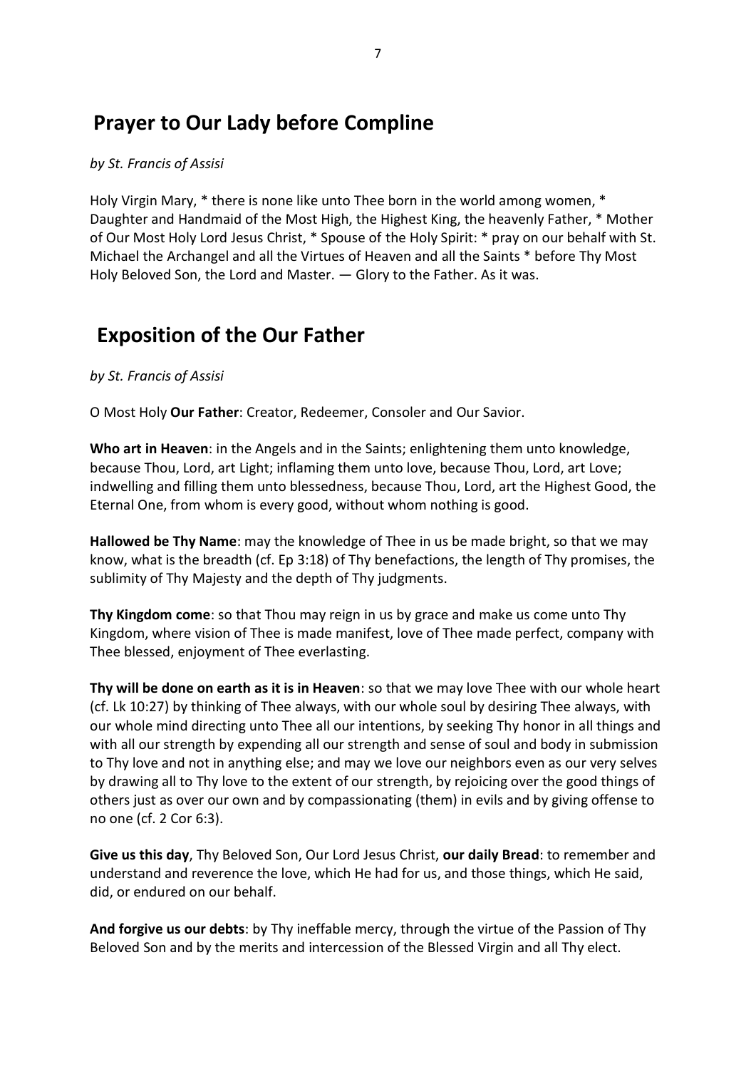## Prayer to Our Lady before Compline

*by St. Francis of Assisi*

Holy Virgin Mary, * there is none like unto Thee born in the world among women, * Daughter and Handmaid of the Most High, the Highest King, the heavenly Father, * Mother of Our Most Holy Lord Jesus Christ, * Spouse of the Holy Spirit: * pray on our behalf with St. Michael the Archangel and all the Virtues of Heaven and all the Saints * before Thy Most Holy Beloved Son, the Lord and Master. — Glory to the Father. As it was.

## Exposition of the Our Father

*by St. Francis of Assisi*

O Most Holy **Our Father**: Creator, Redeemer, Consoler and Our Savior.

**Who art in Heaven**: in the Angels and in the Saints; enlightening them unto knowledge, because Thou, Lord, art Light; inflaming them unto love, because Thou, Lord, art Love; indwelling and filling them unto blessedness, because Thou, Lord, art the Highest Good, the Eternal One, from whom is every good, without whom nothing is good.

**Hallowed be Thy Name**: may the knowledge of Thee in us be made bright, so that we may know, what is the breadth (cf. Ep 3:18) of Thy benefactions, the length of Thy promises, the sublimity of Thy Majesty and the depth of Thy judgments.

**Thy Kingdom come**: so that Thou may reign in us by grace and make us come unto Thy Kingdom, where vision of Thee is made manifest, love of Thee made perfect, company with Thee blessed, enjoyment of Thee everlasting.

**Thy will be done on earth as it is in Heaven**: so that we may love Thee with our whole heart (cf. Lk 10:27) by thinking of Thee always, with our whole soul by desiring Thee always, with our whole mind directing unto Thee all our intentions, by seeking Thy honor in all things and with all our strength by expending all our strength and sense of soul and body in submission to Thy love and not in anything else; and may we love our neighbors even as our very selves by drawing all to Thy love to the extent of our strength, by rejoicing over the good things of others just as over our own and by compassionating (them) in evils and by giving offense to no one (cf. 2 Cor 6:3).

**Give us this day**, Thy Beloved Son, Our Lord Jesus Christ, **our daily Bread**: to remember and understand and reverence the love, which He had for us, and those things, which He said, did, or endured on our behalf.

**And forgive us our debts**: by Thy ineffable mercy, through the virtue of the Passion of Thy Beloved Son and by the merits and intercession of the Blessed Virgin and all Thy elect.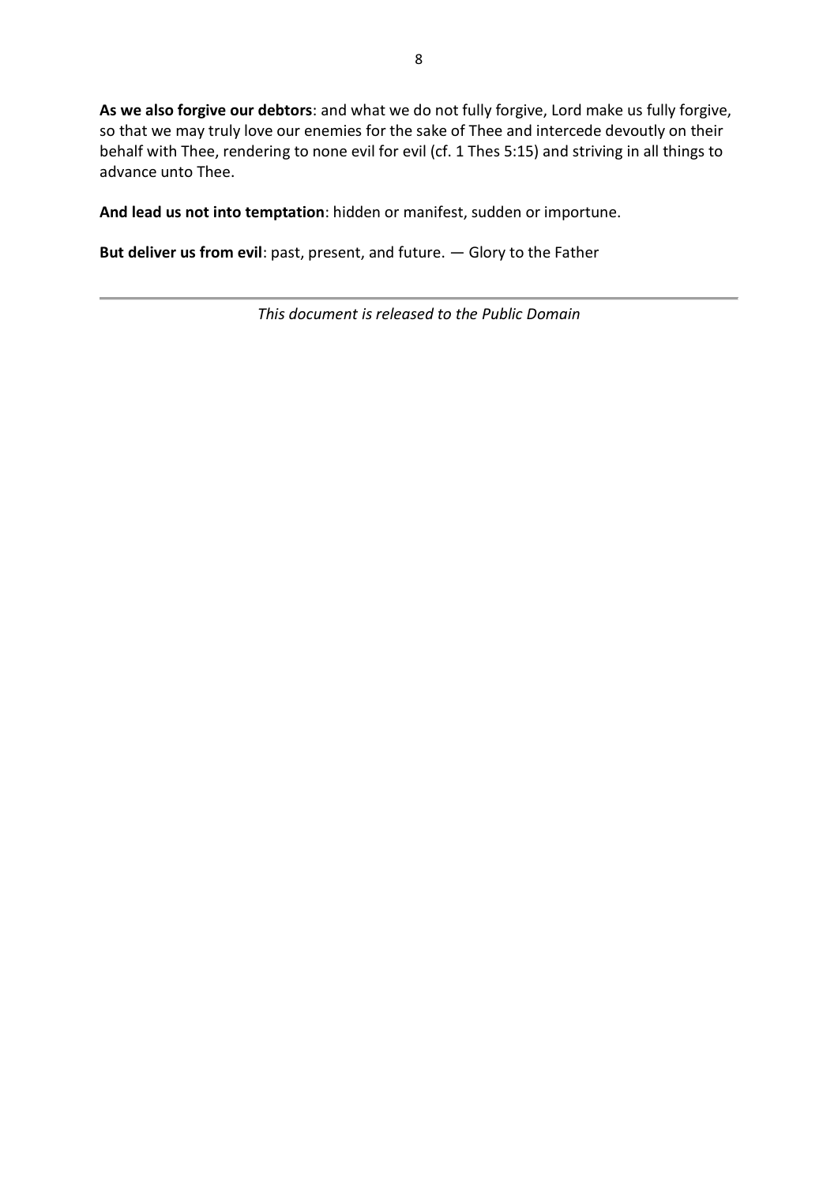**As we also forgive our debtors**: and what we do not fully forgive, Lord make us fully forgive, so that we may truly love our enemies for the sake of Thee and intercede devoutly on their behalf with Thee, rendering to none evil for evil (cf. 1 Thes 5:15) and striving in all things to advance unto Thee.

**And lead us not into temptation**: hidden or manifest, sudden or importune.

**But deliver us from evil**: past, present, and future. — Glory to the Father

---

*This document is released to the Public Domain*